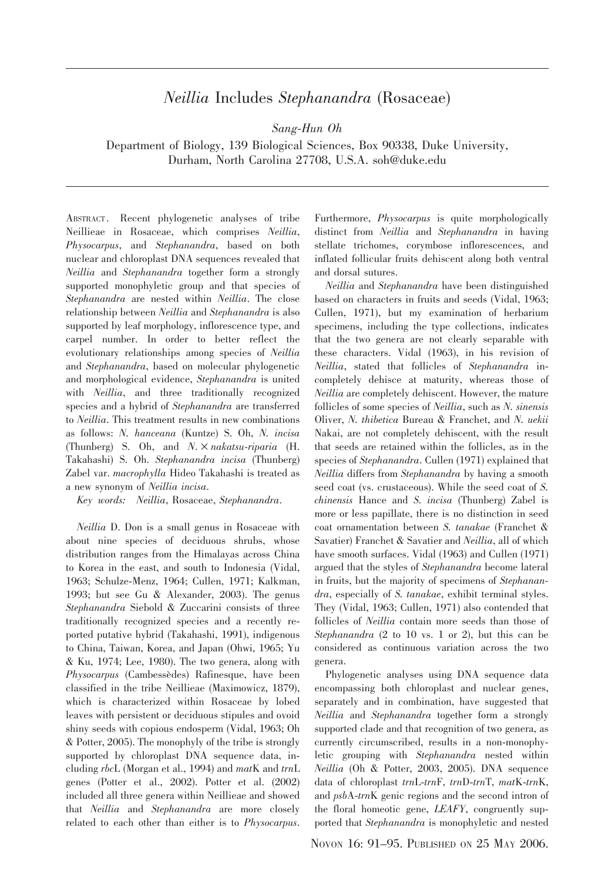# *Neillia* Includes *Stephanandra* (Rosaceae)

*Sang-Hun Oh*

Department of Biology, 139 Biological Sciences, Box 90338, Duke University, Durham, North Carolina 27708, U.S.A. soh@duke.edu

Abstract. Recent phylogenetic analyses of tribe Neillieae in Rosaceae, which comprises *Neillia*, *Physocarpus*, and *Stephanandra*, based on both nuclear and chloroplast DNA sequences revealed that *Neillia* and *Stephanandra* together form a strongly supported monophyletic group and that species of *Stephanandra* are nested within *Neillia*. The close relationship between *Neillia* and *Stephanandra* is also supported by leaf morphology, inflorescence type, and carpel number. In order to better reflect the evolutionary relationships among species of *Neillia* and *Stephanandra*, based on molecular phylogenetic and morphological evidence, *Stephanandra* is united with *Neillia*, and three traditionally recognized species and a hybrid of *Stephanandra* are transferred to *Neillia*. This treatment results in new combinations as follows: *N. hanceana* (Kuntze) S. Oh, *N. incisa* (Thunberg) S. Oh, and *N.* × *nakatsu-riparia* (H. Takahashi) S. Oh. *Stephanandra incisa* (Thunberg) Zabel var. *macrophylla* Hideo Takahashi is treated as a new synonym of *Neillia incisa*.

*Key words:* *Neillia*, Rosaceae, *Stephanandra*.

*Neillia* D. Don is a small genus in Rosaceae with about nine species of deciduous shrubs, whose distribution ranges from the Himalayas across China to Korea in the east, and south to Indonesia (Vidal, 1963; Schulze-Menz, 1964; Cullen, 1971; Kalkman, 1993; but see Gu & Alexander, 2003). The genus *Stephanandra* Siebold & Zuccarini consists of three traditionally recognized species and a recently reported putative hybrid (Takahashi, 1991), indigenous to China, Taiwan, Korea, and Japan (Ohwi, 1965; Yu & Ku, 1974; Lee, 1980). The two genera, along with *Physocarpus* (Cambessèdes) Rafinesque, have been classified in the tribe Neillieae (Maximowicz, 1879), which is characterized within Rosaceae by lobed leaves with persistent or deciduous stipules and ovoid shiny seeds with copious endosperm (Vidal, 1963; Oh & Potter, 2005). The monophyly of the tribe is strongly supported by chloroplast DNA sequence data, including *rbc*L (Morgan et al., 1994) and *mat*K and *trn*L genes (Potter et al., 2002). Potter et al. (2002) included all three genera within Neillieae and showed that *Neillia* and *Stephanandra* are more closely related to each other than either is to *Physocarpus*. Furthermore, *Physocarpus* is quite morphologically distinct from *Neillia* and *Stephanandra* in having stellate trichomes, corymbose inflorescences, and inflated follicular fruits dehiscent along both ventral and dorsal sutures.

*Neillia* and *Stephanandra* have been distinguished based on characters in fruits and seeds (Vidal, 1963; Cullen, 1971), but my examination of herbarium specimens, including the type collections, indicates that the two genera are not clearly separable with these characters. Vidal (1963), in his revision of *Neillia*, stated that follicles of *Stephanandra* incompletely dehisce at maturity, whereas those of *Neillia* are completely dehiscent. However, the mature follicles of some species of *Neillia*, such as *N. sinensis* Oliver, *N. thibetica* Bureau & Franchet, and *N. uekii* Nakai, are not completely dehiscent, with the result that seeds are retained within the follicles, as in the species of *Stephanandra*. Cullen (1971) explained that *Neillia* differs from *Stephanandra* by having a smooth seed coat (vs. crustaceous). While the seed coat of *S. chinensis* Hance and *S. incisa* (Thunberg) Zabel is more or less papillate, there is no distinction in seed coat ornamentation between *S. tanakae* (Franchet & Savatier) Franchet & Savatier and *Neillia*, all of which have smooth surfaces. Vidal (1963) and Cullen (1971) argued that the styles of *Stephanandra* become lateral in fruits, but the majority of specimens of *Stephanandra*, especially of *S. tanakae*, exhibit terminal styles. They (Vidal, 1963; Cullen, 1971) also contended that follicles of *Neillia* contain more seeds than those of *Stephanandra* (2 to 10 vs. 1 or 2), but this can be considered as continuous variation across the two genera.

Phylogenetic analyses using DNA sequence data encompassing both chloroplast and nuclear genes, separately and in combination, have suggested that *Neillia* and *Stephanandra* together form a strongly supported clade and that recognition of two genera, as currently circumscribed, results in a non-monophyletic grouping with *Stephanandra* nested within *Neillia* (Oh & Potter, 2003, 2005). DNA sequence data of chloroplast *trn*L-*trn*F, *trn*D-*trn*T, *mat*K-*trn*K, and *psb*A-*trn*K genic regions and the second intron of the floral homeotic gene, *LEAFY*, congruently supported that *Stephanandra* is monophyletic and nested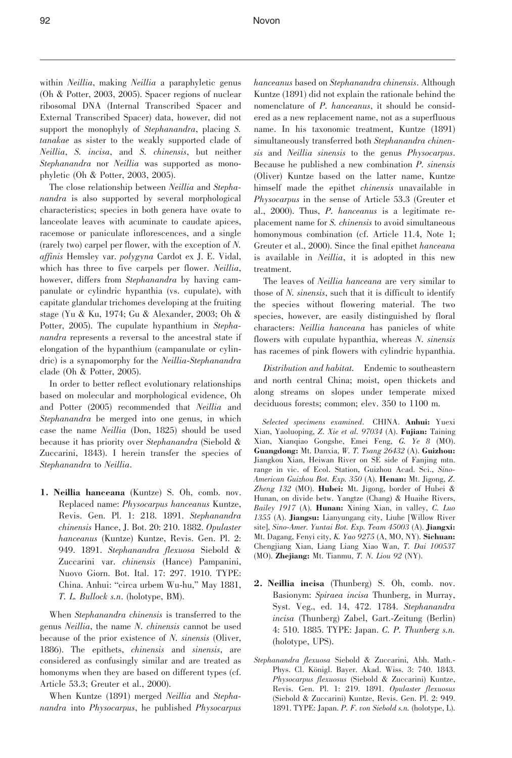within *Neillia*, making *Neillia* a paraphyletic genus (Oh & Potter, 2003, 2005). Spacer regions of nuclear ribosomal DNA (Internal Transcribed Spacer and External Transcribed Spacer) data, however, did not support the monophyly of *Stephanandra*, placing *S. tanakae* as sister to the weakly supported clade of *Neillia*, *S. incisa*, and *S. chinensis*, but neither *Stephanandra* nor *Neillia* was supported as monophyletic (Oh & Potter, 2003, 2005).

The close relationship between *Neillia* and *Stephanandra* is also supported by several morphological characteristics; species in both genera have ovate to lanceolate leaves with acuminate to caudate apices, racemose or paniculate inflorescences, and a single (rarely two) carpel per flower, with the exception of *N. affinis* Hemsley var. *polygyna* Cardot ex J. E. Vidal, which has three to five carpels per flower. *Neillia*, however, differs from *Stephanandra* by having campanulate or cylindric hypanthia (vs. cupulate), with capitate glandular trichomes developing at the fruiting stage (Yu & Ku, 1974; Gu & Alexander, 2003; Oh & Potter, 2005). The cupulate hypanthium in *Stephanandra* represents a reversal to the ancestral state if elongation of the hypanthium (campanulate or cylindric) is a synapomorphy for the *Neillia*-*Stephanandra* clade (Oh & Potter, 2005).

In order to better reflect evolutionary relationships based on molecular and morphological evidence, Oh and Potter (2005) recommended that *Neillia* and *Stephanandra* be merged into one genus, in which case the name *Neillia* (Don, 1825) should be used because it has priority over *Stephanandra* (Siebold & Zuccarini, 1843). I herein transfer the species of *Stephanandra* to *Neillia*.

**1. Neillia hanceana** (Kuntze) S. Oh, comb. nov. Replaced name: *Physocarpus hanceanus* Kuntze, Revis. Gen. Pl. 1: 218. 1891. *Stephanandra chinensis* Hance, J. Bot. 20: 210. 1882. *Opulaster hanceanus* (Kuntze) Kuntze, Revis. Gen. Pl. 2: 949. 1891. *Stephanandra flexuosa* Siebold & Zuccarini var. *chinensis* (Hance) Pampanini, Nuovo Giorn. Bot. Ital. 17: 297. 1910. TYPE: China. Anhui: "circa urbem Wu-hu," May 1881, *T. L. Bullock s.n.* (holotype, BM).

When *Stephanandra chinensis* is transferred to the genus *Neillia*, the name *N. chinensis* cannot be used because of the prior existence of *N. sinensis* (Oliver, 1886). The epithets, *chinensis* and *sinensis*, are considered as confusingly similar and are treated as homonyms when they are based on different types (cf. Article 53.3; Greuter et al., 2000).

When Kuntze (1891) merged *Neillia* and *Stephanandra* into *Physocarpus*, he published *Physocarpus hanceanus* based on *Stephanandra chinensis*. Although Kuntze (1891) did not explain the rationale behind the nomenclature of *P. hanceanus*, it should be considered as a new replacement name, not as a superfluous name. In his taxonomic treatment, Kuntze (1891) simultaneously transferred both *Stephanandra chinensis* and *Neillia sinensis* to the genus *Physocarpus*. Because he published a new combination *P. sinensis* (Oliver) Kuntze based on the latter name, Kuntze himself made the epithet *chinensis* unavailable in *Physocarpus* in the sense of Article 53.3 (Greuter et al., 2000). Thus, *P. hanceanus* is a legitimate replacement name for *S. chinensis* to avoid simultaneous homonymous combination (cf. Article 11.4, Note 1; Greuter et al., 2000). Since the final epithet *hanceana* is available in *Neillia*, it is adopted in this new treatment.

The leaves of *Neillia hanceana* are very similar to those of *N. sinensis*, such that it is difficult to identify the species without flowering material. The two species, however, are easily distinguished by floral characters: *Neillia hanceana* has panicles of white flowers with cupulate hypanthia, whereas *N. sinensis* has racemes of pink flowers with cylindric hypanthia.

*Distribution and habitat.* Endemic to southeastern and north central China; moist, open thickets and along streams on slopes under temperate mixed deciduous forests; common; elev. 350 to 1100 m.

*Selected specimens examined.* CHINA. **Anhui:** Yuexi Xian, Yaoluoping, *Z. Xie et al. 97034* (A). **Fujian:** Taining Xian, Xianqiao Gongshe, Emei Feng, *G. Ye 8* (MO). **Guangdong:** Mt. Danxia, *W. T. Tsang 26432* (A). **Guizhou:** Jiangkou Xian, Heiwan River on SE side of Fanjing mtn. range in vic. of Ecol. Station, Guizhou Acad. Sci., *Sino-American Guizhou Bot. Exp. 350* (A). **Henan:** Mt. Jigong, *Z. Zheng 132* (MO). **Hubei:** Mt. Jigong, border of Hubei & Hunan, on divide betw. Yangtze (Chang) & Huaihe Rivers, *Bailey 1917* (A). **Hunan:** Xining Xian, in valley, *C. Luo 1355* (A). **Jiangsu:** Lianyungang city, Liuhe [Willow River site], *Sino-Amer. Yuntai Bot. Exp. Team 45003* (A). **Jiangxi:** Mt. Dagang, Fenyi city, *K. Yao 9275* (A, MO, NY). **Sichuan:** Chengjiang Xian, Liang Liang Xiao Wan, *T. Dai 100537* (MO). **Zhejiang:** Mt. Tianmu, *T. N. Liou 92* (NY).

**2. Neillia incisa** (Thunberg) S. Oh, comb. nov. Basionym: *Spiraea incisa* Thunberg, in Murray, Syst. Veg., ed. 14, 472. 1784. *Stephanandra incisa* (Thunberg) Zabel, Gart.-Zeitung (Berlin) 4: 510. 1885. TYPE: Japan. *C. P. Thunberg s.n.* (holotype, UPS).

*Stephanandra flexuosa* Siebold & Zuccarini, Abh. Math.-Phys. Cl. Königl. Bayer. Akad. Wiss. 3: 740. 1843. *Physocarpus flexuosus* (Siebold & Zuccarini) Kuntze, Revis. Gen. Pl. 1: 219. 1891. *Opulaster flexuosus* (Siebold & Zuccarini) Kuntze, Revis. Gen. Pl. 2: 949. 1891. TYPE: Japan. *P. F. von Siebold s.n.* (holotype, L).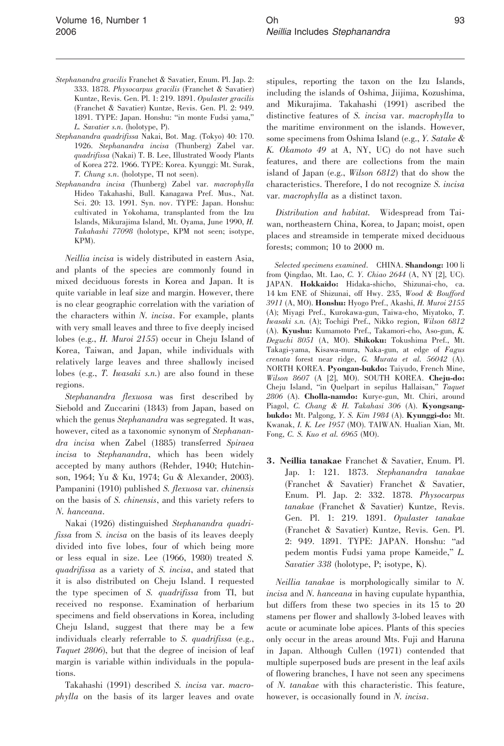*Stephanandra gracilis* Franchet & Savatier, Enum. Pl. Jap. 2: 333. 1878. *Physocarpus gracilis* (Franchet & Savatier) Kuntze, Revis. Gen. Pl. 1: 219. 1891. *Opulaster gracilis* (Franchet & Savatier) Kuntze, Revis. Gen. Pl. 2: 949. 1891. TYPE: Japan. Honshu: "in monte Fudsi yama," *L. Savatier s.n.* (holotype, P).

*Stephanandra quadrifissa* Nakai, Bot. Mag. (Tokyo) 40: 170. 1926. *Stephanandra incisa* (Thunberg) Zabel var. *quadrifissa* (Nakai) T. B. Lee, Illustrated Woody Plants of Korea 272. 1966. TYPE: Korea. Kyunggi: Mt. Surak, *T. Chung s.n.* (holotype, TI not seen).

*Stephanandra incisa* (Thunberg) Zabel var. *macrophylla* Hideo Takahashi, Bull. Kanagawa Pref. Mus., Nat. Sci. 20: 13. 1991. Syn. nov. TYPE: Japan. Honshu: cultivated in Yokohama, transplanted from the Izu Islands, Mikurajima Island, Mt. Oyama, June 1990, *H. Takahashi 77098* (holotype, KPM not seen; isotype, KPM).

*Neillia incisa* is widely distributed in eastern Asia, and plants of the species are commonly found in mixed deciduous forests in Korea and Japan. It is quite variable in leaf size and margin. However, there is no clear geographic correlation with the variation of the characters within *N. incisa*. For example, plants with very small leaves and three to five deeply incised lobes (e.g., *H. Muroi 2155*) occur in Cheju Island of Korea, Taiwan, and Japan, while individuals with relatively large leaves and three shallowly incised lobes (e.g., *T. Iwasaki s.n.*) are also found in these regions.

*Stephanandra flexuosa* was first described by Siebold and Zuccarini (1843) from Japan, based on which the genus *Stephanandra* was segregated. It was, however, cited as a taxonomic synonym of *Stephanandra incisa* when Zabel (1885) transferred *Spiraea incisa* to *Stephanandra*, which has been widely accepted by many authors (Rehder, 1940; Hutchinson, 1964; Yu & Ku, 1974; Gu & Alexander, 2003). Pampanini (1910) published *S. flexuosa* var. *chinensis* on the basis of *S. chinensis*, and this variety refers to *N. hanceana*.

Nakai (1926) distinguished *Stephanandra quadrifissa* from *S. incisa* on the basis of its leaves deeply divided into five lobes, four of which being more or less equal in size. Lee (1966, 1980) treated *S. quadrifissa* as a variety of *S. incisa*, and stated that it is also distributed on Cheju Island. I requested the type specimen of *S. quadrifissa* from TI, but received no response. Examination of herbarium specimens and field observations in Korea, including Cheju Island, suggest that there may be a few individuals clearly referrable to *S. quadrifissa* (e.g., *Taquet 2806*), but that the degree of incision of leaf margin is variable within individuals in the populations.

Takahashi (1991) described *S. incisa* var. *macrophylla* on the basis of its larger leaves and ovate stipules, reporting the taxon on the Izu Islands, including the islands of Oshima, Jiijima, Kozushima, and Mikurajima. Takahashi (1991) ascribed the distinctive features of *S. incisa* var. *macrophylla* to the maritime environment on the islands. However, some specimens from Oshima Island (e.g., *Y. Satake & K. Okamoto 49* at A, NY, UC) do not have such features, and there are collections from the main island of Japan (e.g., *Wilson 6812*) that do show the characteristics. Therefore, I do not recognize *S. incisa* var. *macrophylla* as a distinct taxon.

*Distribution and habitat.* Widespread from Taiwan, northeastern China, Korea, to Japan; moist, open places and streamside in temperate mixed deciduous forests; common; 10 to 2000 m.

*Selected specimens examined.* CHINA. **Shandong:** 100 li from Qingdao, Mt. Lao, *C. Y. Chiao 2644* (A, NY [2], UC). JAPAN. **Hokkaido:** Hidaka-shicho, Shizunai-cho, ca. 14 km ENE of Shizunai, off Hwy. 235, *Wood & Boufford 3911* (A, MO). **Honshu:** Hyogo Pref., Akashi, *H. Muroi 2155* (A); Miyagi Pref., Kurokawa-gun, Taiwa-cho, Miyatoko, *T. Iwasaki s.n.* (A); Tochigi Pref., Nikko region, *Wilson 6812* (A). **Kyushu:** Kumamoto Pref., Takamori-cho, Aso-gun, *K. Deguchi 8051* (A, MO). **Shikoku:** Tokushima Pref., Mt. Takagi-yama, Kisawa-mura, Naka-gun, at edge of *Fagus crenata* forest near ridge, *G. Murata et al. 56042* (A). NORTH KOREA. **Pyongan-bukdo:** Taiyudo, French Mine, *Wilson 8607* (A [2], MO). SOUTH KOREA. **Cheju-do:** Cheju Island, "in Quelpart in sepilus Hallaisan," *Taquet 2806* (A). **Cholla-namdo:** Kurye-gun, Mt. Chiri, around Piagol, *C. Chang & H. Takahasi 306* (A). **Kyongsang-bukdo:** Mt. Palgong, *Y. S. Kim 1984* (A). **Kyunggi-do:** Mt. Kwanak, *I. K. Lee 1957* (MO). TAIWAN. Hualian Xian, Mt. Fong, *C. S. Kuo et al. 6965* (MO).

**3. Neillia tanakae** Franchet & Savatier, Enum. Pl. Jap. 1: 121. 1873. *Stephanandra tanakae* (Franchet & Savatier) Franchet & Savatier, Enum. Pl. Jap. 2: 332. 1878. *Physocarpus tanakae* (Franchet & Savatier) Kuntze, Revis. Gen. Pl. 1: 219. 1891. *Opulaster tanakae* (Franchet & Savatier) Kuntze, Revis. Gen. Pl. 2: 949. 1891. TYPE: JAPAN. Honshu: "ad pedem montis Fudsi yama prope Kameide," *L. Savatier 338* (holotype, P; isotype, K).

*Neillia tanakae* is morphologically similar to *N. incisa* and *N. hanceana* in having cupulate hypanthia, but differs from these two species in its 15 to 20 stamens per flower and shallowly 3-lobed leaves with acute or acuminate lobe apices. Plants of this species only occur in the areas around Mts. Fuji and Haruna in Japan. Although Cullen (1971) contended that multiple superposed buds are present in the leaf axils of flowering branches, I have not seen any specimens of *N. tanakae* with this characteristic. This feature, however, is occasionally found in *N. incisa*.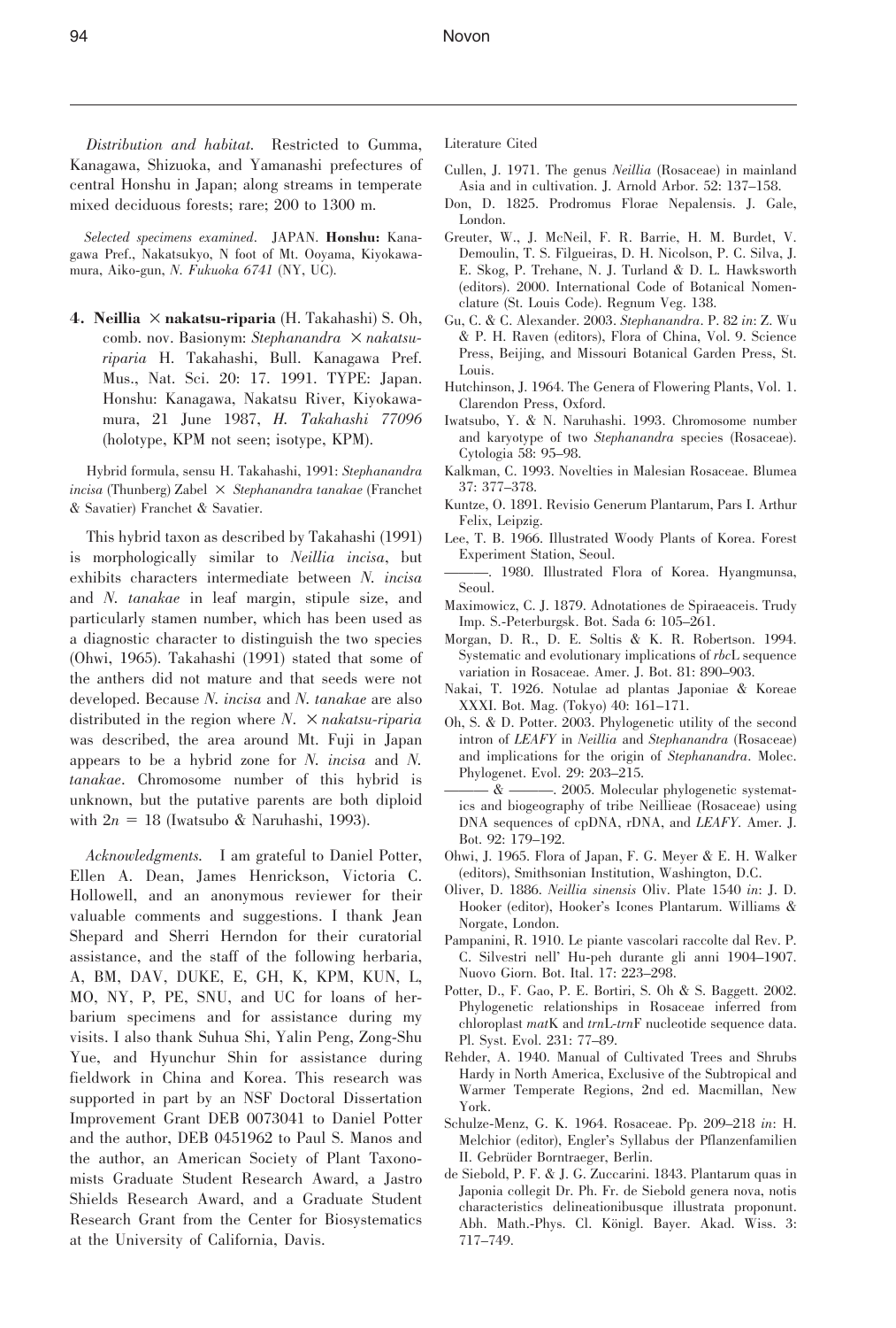*Distribution and habitat.* Restricted to Gumma, Kanagawa, Shizuoka, and Yamanashi prefectures of central Honshu in Japan; along streams in temperate mixed deciduous forests; rare; 200 to 1300 m.

*Selected specimens examined.* JAPAN. **Honshu:** Kanagawa Pref., Nakatsukyo, N foot of Mt. Ooyama, Kiyokawamura, Aiko-gun, *N. Fukuoka 6741* (NY, UC).

**4. Neillia × nakatsu-riparia** (H. Takahashi) S. Oh, comb. nov. Basionym: *Stephanandra × nakatsu-riparia* H. Takahashi, Bull. Kanagawa Pref. Mus., Nat. Sci. 20: 17. 1991. TYPE: Japan. Honshu: Kanagawa, Nakatsu River, Kiyokawamura, 21 June 1987, *H. Takahashi 77096* (holotype, KPM not seen; isotype, KPM).

Hybrid formula, sensu H. Takahashi, 1991: *Stephanandra incisa* (Thunberg) Zabel × *Stephanandra tanakae* (Franchet & Savatier) Franchet & Savatier.

This hybrid taxon as described by Takahashi (1991) is morphologically similar to *Neillia incisa*, but exhibits characters intermediate between *N. incisa* and *N. tanakae* in leaf margin, stipule size, and particularly stamen number, which has been used as a diagnostic character to distinguish the two species (Ohwi, 1965). Takahashi (1991) stated that some of the anthers did not mature and that seeds were not developed. Because *N. incisa* and *N. tanakae* are also distributed in the region where *N.* × *nakatsu-riparia* was described, the area around Mt. Fuji in Japan appears to be a hybrid zone for *N. incisa* and *N. tanakae*. Chromosome number of this hybrid is unknown, but the putative parents are both diploid with $2n = 18$ (Iwatsubo & Naruhashi, 1993).

*Acknowledgments.* I am grateful to Daniel Potter, Ellen A. Dean, James Henrickson, Victoria C. Hollowell, and an anonymous reviewer for their valuable comments and suggestions. I thank Jean Shepard and Sherri Herndon for their curatorial assistance, and the staff of the following herbaria, A, BM, DAV, DUKE, E, GH, K, KPM, KUN, L, MO, NY, P, PE, SNU, and UC for loans of herbarium specimens and for assistance during my visits. I also thank Suhua Shi, Yalin Peng, Zong-Shu Yue, and Hyunchur Shin for assistance during fieldwork in China and Korea. This research was supported in part by an NSF Doctoral Dissertation Improvement Grant DEB 0073041 to Daniel Potter and the author, DEB 0451962 to Paul S. Manos and the author, an American Society of Plant Taxonomists Graduate Student Research Award, a Jastro Shields Research Award, and a Graduate Student Research Grant from the Center for Biosystematics at the University of California, Davis.

Literature Cited

Cullen, J. 1971. The genus *Neillia* (Rosaceae) in mainland Asia and in cultivation. J. Arnold Arbor. 52: 137–158.

Don, D. 1825. Prodromus Florae Nepalensis. J. Gale, London.

Greuter, W., J. McNeil, F. R. Barrie, H. M. Burdet, V. Demoulin, T. S. Filgueiras, D. H. Nicolson, P. C. Silva, J. E. Skog, P. Trehane, N. J. Turland & D. L. Hawksworth (editors). 2000. International Code of Botanical Nomenclature (St. Louis Code). Regnum Veg. 138.

Gu, C. & C. Alexander. 2003. *Stephanandra*. P. 82 *in*: Z. Wu & P. H. Raven (editors), Flora of China, Vol. 9. Science Press, Beijing, and Missouri Botanical Garden Press, St. Louis.

Hutchinson, J. 1964. The Genera of Flowering Plants, Vol. 1. Clarendon Press, Oxford.

Iwatsubo, Y. & N. Naruhashi. 1993. Chromosome number and karyotype of two *Stephanandra* species (Rosaceae). Cytologia 58: 95–98.

Kalkman, C. 1993. Novelties in Malesian Rosaceae. Blumea 37: 377–378.

Kuntze, O. 1891. Revisio Generum Plantarum, Pars I. Arthur Felix, Leipzig.

Lee, T. B. 1966. Illustrated Woody Plants of Korea. Forest Experiment Station, Seoul.

———. 1980. Illustrated Flora of Korea. Hyangmunsa, Seoul.

Maximowicz, C. J. 1879. Adnotationes de Spiraeaceis. Trudy Imp. S.-Peterburgsk. Bot. Sada 6: 105–261.

Morgan, D. R., D. E. Soltis & K. R. Robertson. 1994. Systematic and evolutionary implications of *rbc*L sequence variation in Rosaceae. Amer. J. Bot. 81: 890–903.

Nakai, T. 1926. Notulae ad plantas Japoniae & Koreae XXXI. Bot. Mag. (Tokyo) 40: 161–171.

Oh, S. & D. Potter. 2003. Phylogenetic utility of the second intron of *LEAFY* in *Neillia* and *Stephanandra* (Rosaceae) and implications for the origin of *Stephanandra*. Molec. Phylogenet. Evol. 29: 203–215.

——— & ———. 2005. Molecular phylogenetic systematics and biogeography of tribe Neillieae (Rosaceae) using DNA sequences of cpDNA, rDNA, and *LEAFY*. Amer. J. Bot. 92: 179–192.

Ohwi, J. 1965. Flora of Japan, F. G. Meyer & E. H. Walker (editors), Smithsonian Institution, Washington, D.C.

Oliver, D. 1886. *Neillia sinensis* Oliv. Plate 1540 *in*: J. D. Hooker (editor), Hooker's Icones Plantarum. Williams & Norgate, London.

Pampanini, R. 1910. Le piante vascolari raccolte dal Rev. P. C. Silvestri nell' Hu-peh durante gli anni 1904–1907. Nuovo Giorn. Bot. Ital. 17: 223–298.

Potter, D., F. Gao, P. E. Bortiri, S. Oh & S. Baggett. 2002. Phylogenetic relationships in Rosaceae inferred from chloroplast *mat*K and *trn*L-*trn*F nucleotide sequence data. Pl. Syst. Evol. 231: 77–89.

Rehder, A. 1940. Manual of Cultivated Trees and Shrubs Hardy in North America, Exclusive of the Subtropical and Warmer Temperate Regions, 2nd ed. Macmillan, New York.

Schulze-Menz, G. K. 1964. Rosaceae. Pp. 209–218 *in*: H. Melchior (editor), Engler's Syllabus der Pflanzenfamilien II. Gebrüder Borntraeger, Berlin.

de Siebold, P. F. & J. G. Zuccarini. 1843. Plantarum quas in Japonia collegit Dr. Ph. Fr. de Siebold genera nova, notis characteristics delineationibusque illustrata proponunt. Abh. Math.-Phys. Cl. Königl. Bayer. Akad. Wiss. 3: 717–749.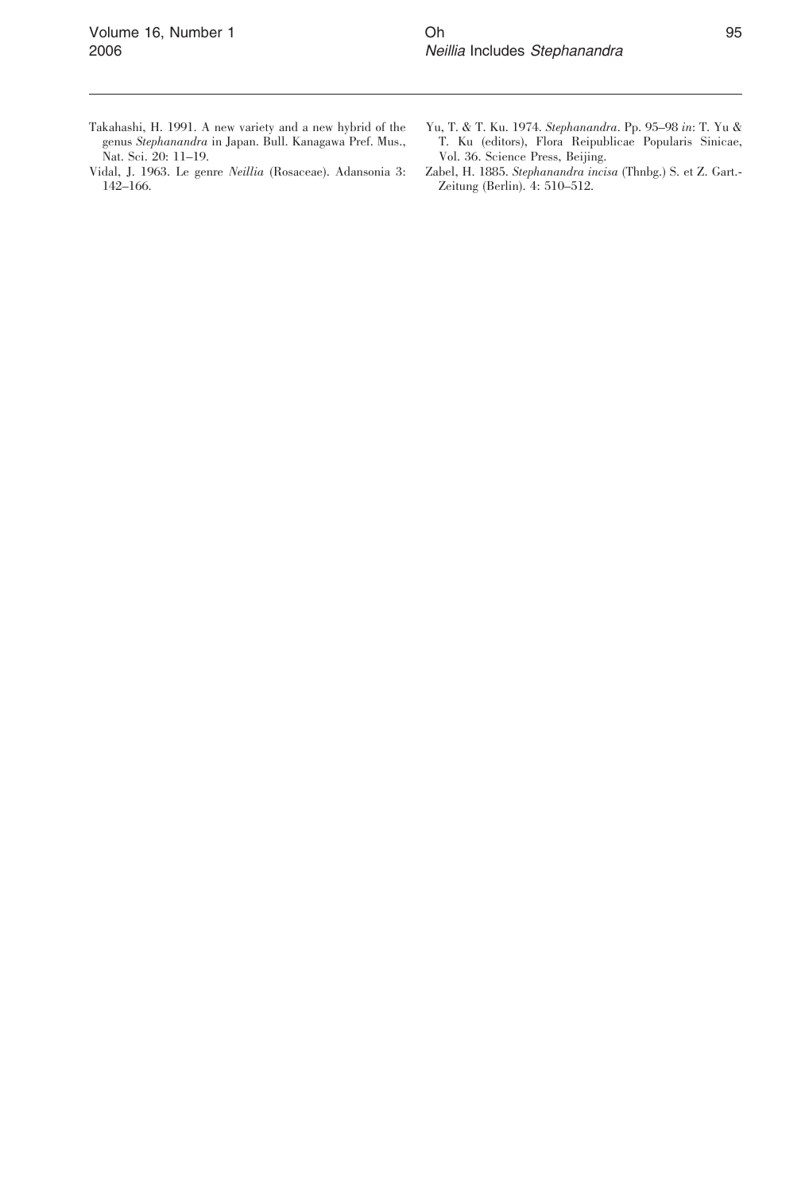Takahashi, H. 1991. A new variety and a new hybrid of the genus *Stephanandra* in Japan. Bull. Kanagawa Pref. Mus., Nat. Sci. 20: 11–19.

Vidal, J. 1963. Le genre *Neillia* (Rosaceae). Adansonia 3: 142–166.

Yu, T. & T. Ku. 1974. *Stephanandra*. Pp. 95–98 *in*: T. Yu & T. Ku (editors), Flora Reipublicae Popularis Sinicae, Vol. 36. Science Press, Beijing.

Zabel, H. 1885. *Stephanandra incisa* (Thnbg.) S. et Z. Gart.-Zeitung (Berlin). 4: 510–512.